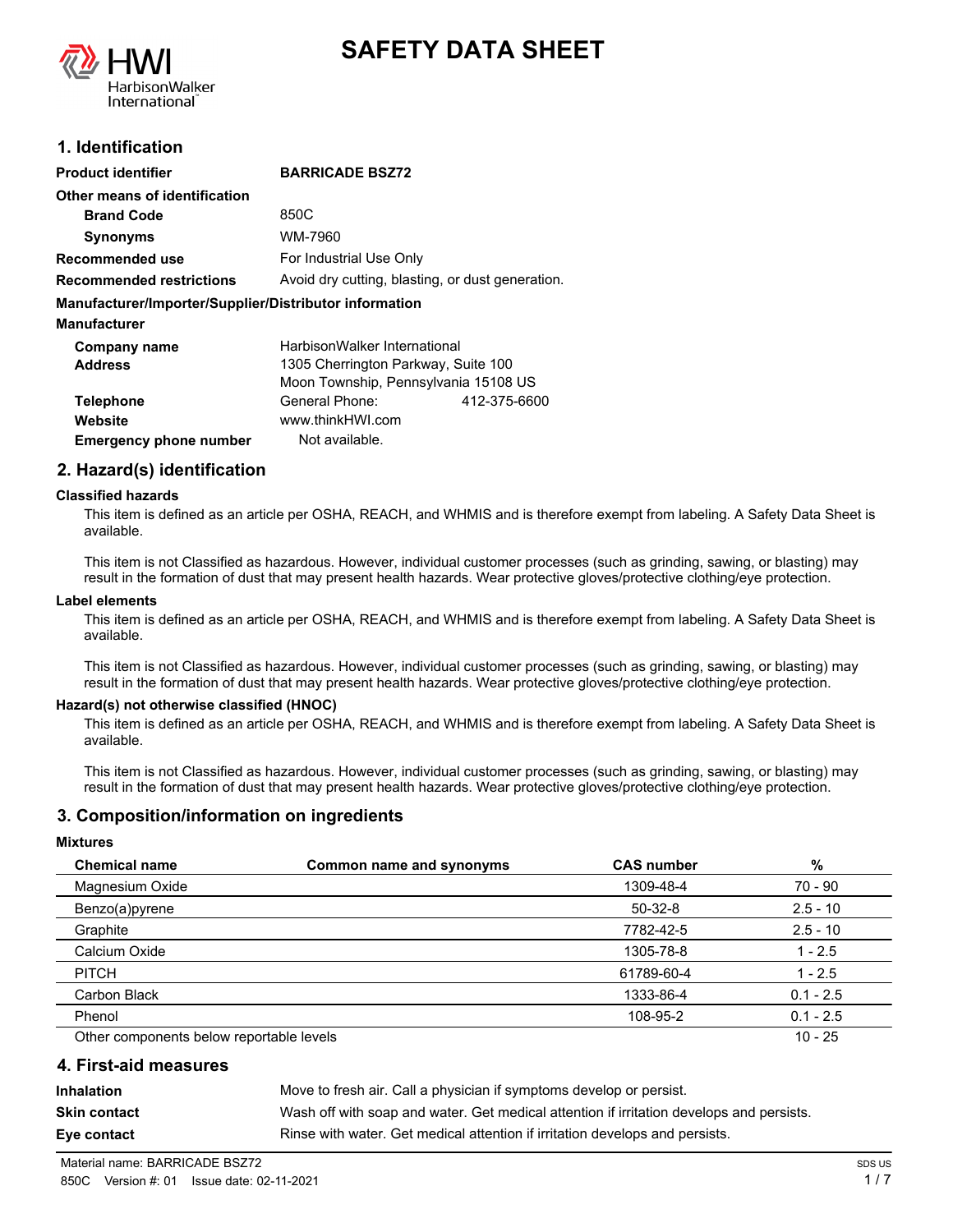# SAFETY DATA SHEET

## 1. Identification

| | |
|---|---|
| **Product identifier** | **BARRICADE BSZ72** |
| **Other means of identification** | |
| **Brand Code** | 850C |
| **Synonyms** | WM-7960 |
| **Recommended use** | For Industrial Use Only |
| **Recommended restrictions** | Avoid dry cutting, blasting, or dust generation. |

**Manufacturer/Importer/Supplier/Distributor information**

**Manufacturer**

| | |
|---|---|
| **Company name** | HarbisonWalker International |
| **Address** | 1305 Cherrington Parkway, Suite 100<br>Moon Township, Pennsylvania 15108 US |
| **Telephone** | General Phone: 412-375-6600 |
| **Website** | www.thinkHWI.com |
| **Emergency phone number** | Not available. |

## 2. Hazard(s) identification

**Classified hazards**

This item is defined as an article per OSHA, REACH, and WHMIS and is therefore exempt from labeling. A Safety Data Sheet is available.

This item is not Classified as hazardous. However, individual customer processes (such as grinding, sawing, or blasting) may result in the formation of dust that may present health hazards. Wear protective gloves/protective clothing/eye protection.

**Label elements**

This item is defined as an article per OSHA, REACH, and WHMIS and is therefore exempt from labeling. A Safety Data Sheet is available.

This item is not Classified as hazardous. However, individual customer processes (such as grinding, sawing, or blasting) may result in the formation of dust that may present health hazards. Wear protective gloves/protective clothing/eye protection.

**Hazard(s) not otherwise classified (HNOC)**

This item is defined as an article per OSHA, REACH, and WHMIS and is therefore exempt from labeling. A Safety Data Sheet is available.

This item is not Classified as hazardous. However, individual customer processes (such as grinding, sawing, or blasting) may result in the formation of dust that may present health hazards. Wear protective gloves/protective clothing/eye protection.

## 3. Composition/information on ingredients

**Mixtures**

| Chemical name | Common name and synonyms | CAS number | % |
|---|---|---|---|
| Magnesium Oxide | | 1309-48-4 | 70 - 90 |
| Benzo(a)pyrene | | 50-32-8 | 2.5 - 10 |
| Graphite | | 7782-42-5 | 2.5 - 10 |
| Calcium Oxide | | 1305-78-8 | 1 - 2.5 |
| PITCH | | 61789-60-4 | 1 - 2.5 |
| Carbon Black | | 1333-86-4 | 0.1 - 2.5 |
| Phenol | | 108-95-2 | 0.1 - 2.5 |
| Other components below reportable levels | | | 10 - 25 |

## 4. First-aid measures

| | |
|---|---|
| **Inhalation** | Move to fresh air. Call a physician if symptoms develop or persist. |
| **Skin contact** | Wash off with soap and water. Get medical attention if irritation develops and persists. |
| **Eye contact** | Rinse with water. Get medical attention if irritation develops and persists. |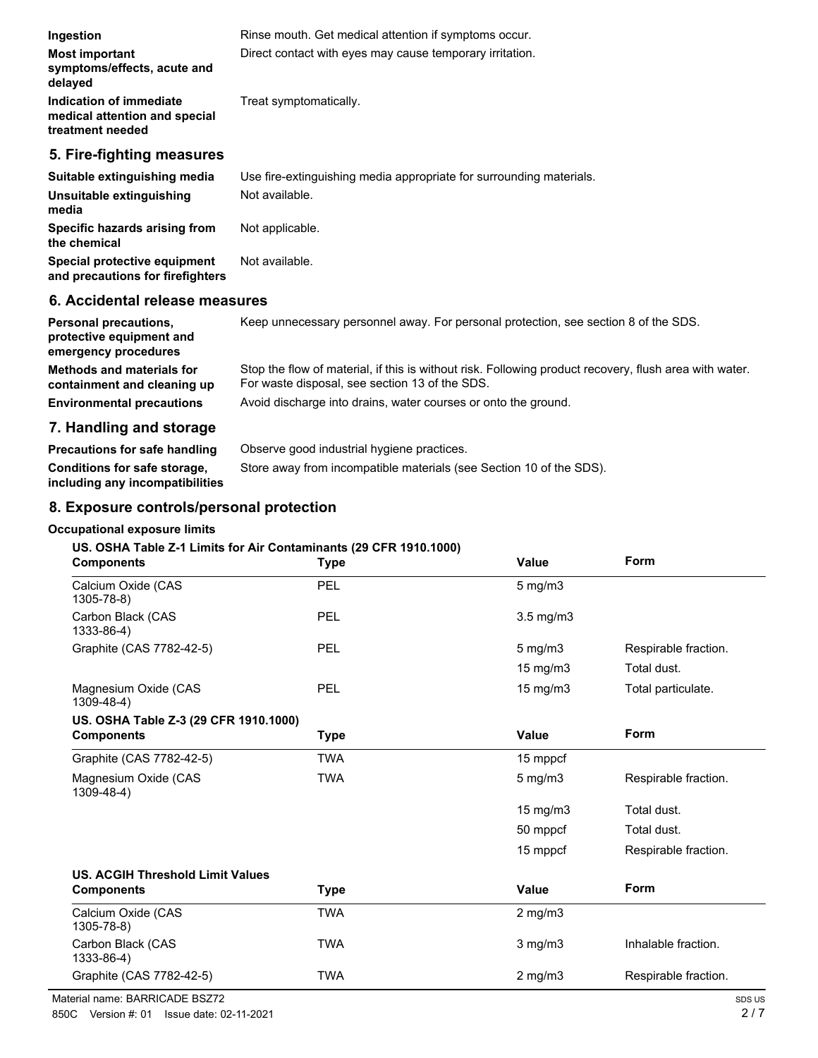| | |
|---|---|
| **Ingestion** | Rinse mouth. Get medical attention if symptoms occur. |
| **Most important symptoms/effects, acute and delayed** | Direct contact with eyes may cause temporary irritation. |
| **Indication of immediate medical attention and special treatment needed** | Treat symptomatically. |

## 5. Fire-fighting measures

| | |
|---|---|
| **Suitable extinguishing media** | Use fire-extinguishing media appropriate for surrounding materials. |
| **Unsuitable extinguishing media** | Not available. |
| **Specific hazards arising from the chemical** | Not applicable. |
| **Special protective equipment and precautions for firefighters** | Not available. |

## 6. Accidental release measures

| | |
|---|---|
| **Personal precautions, protective equipment and emergency procedures** | Keep unnecessary personnel away. For personal protection, see section 8 of the SDS. |
| **Methods and materials for containment and cleaning up** | Stop the flow of material, if this is without risk. Following product recovery, flush area with water. For waste disposal, see section 13 of the SDS. |
| **Environmental precautions** | Avoid discharge into drains, water courses or onto the ground. |

## 7. Handling and storage

| | |
|---|---|
| **Precautions for safe handling** | Observe good industrial hygiene practices. |
| **Conditions for safe storage, including any incompatibilities** | Store away from incompatible materials (see Section 10 of the SDS). |

## 8. Exposure controls/personal protection

**Occupational exposure limits**

**US. OSHA Table Z-1 Limits for Air Contaminants (29 CFR 1910.1000)**

| Components | Type | Value | Form |
|---|---|---|---|
| Calcium Oxide (CAS 1305-78-8) | PEL | 5 mg/m3 | |
| Carbon Black (CAS 1333-86-4) | PEL | 3.5 mg/m3 | |
| Graphite (CAS 7782-42-5) | PEL | 5 mg/m3 | Respirable fraction. |
| | | 15 mg/m3 | Total dust. |
| Magnesium Oxide (CAS 1309-48-4) | PEL | 15 mg/m3 | Total particulate. |

**US. OSHA Table Z-3 (29 CFR 1910.1000)**

| Components | Type | Value | Form |
|---|---|---|---|
| Graphite (CAS 7782-42-5) | TWA | 15 mppcf | |
| Magnesium Oxide (CAS 1309-48-4) | TWA | 5 mg/m3 | Respirable fraction. |
| | | 15 mg/m3 | Total dust. |
| | | 50 mppcf | Total dust. |
| | | 15 mppcf | Respirable fraction. |

**US. ACGIH Threshold Limit Values**

| Components | Type | Value | Form |
|---|---|---|---|
| Calcium Oxide (CAS 1305-78-8) | TWA | 2 mg/m3 | |
| Carbon Black (CAS 1333-86-4) | TWA | 3 mg/m3 | Inhalable fraction. |
| Graphite (CAS 7782-42-5) | TWA | 2 mg/m3 | Respirable fraction. |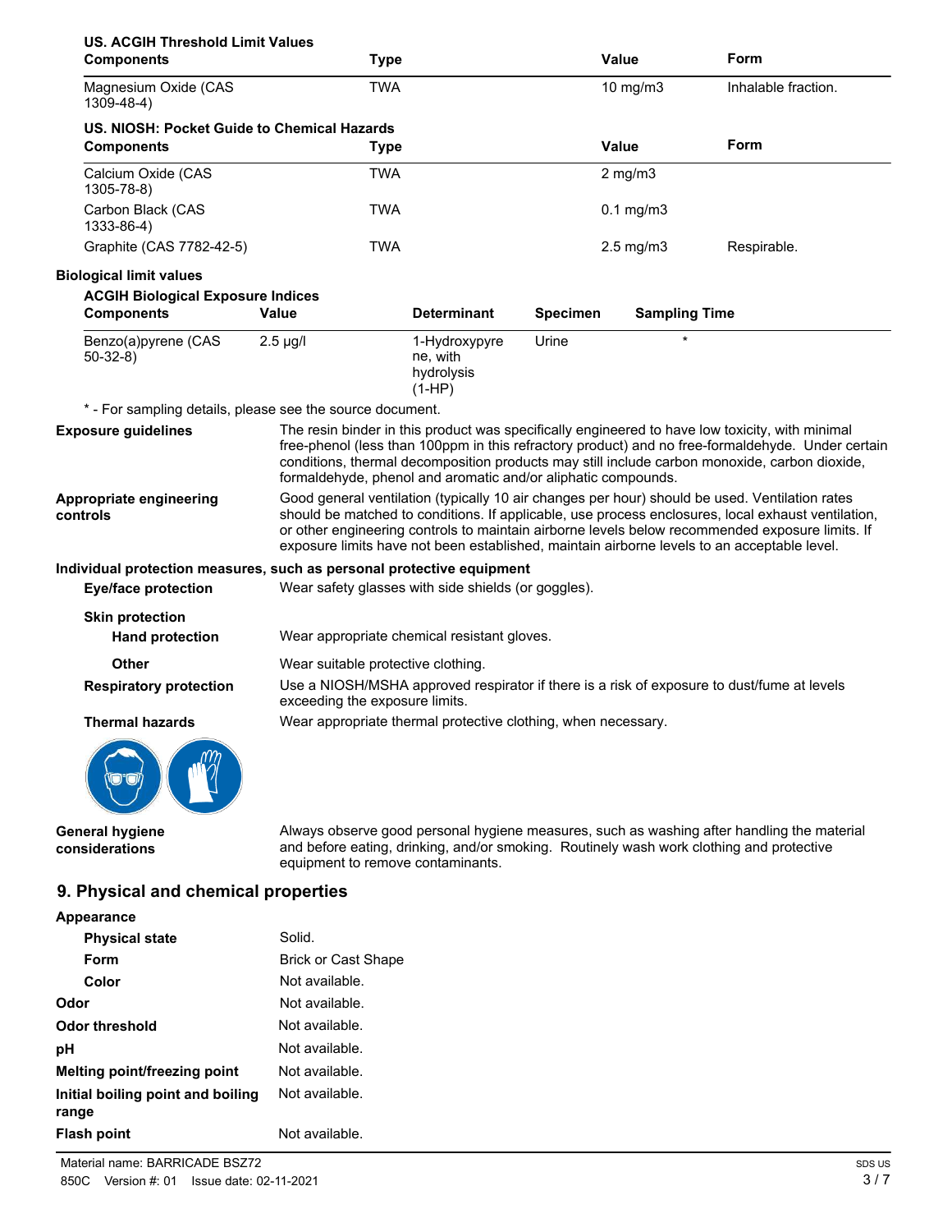**US. ACGIH Threshold Limit Values**

| Components | Type | Value | Form |
|---|---|---|---|
| Magnesium Oxide (CAS 1309-48-4) | TWA | 10 mg/m3 | Inhalable fraction. |

**US. NIOSH: Pocket Guide to Chemical Hazards**

| Components | Type | Value | Form |
|---|---|---|---|
| Calcium Oxide (CAS 1305-78-8) | TWA | 2 mg/m3 | |
| Carbon Black (CAS 1333-86-4) | TWA | 0.1 mg/m3 | |
| Graphite (CAS 7782-42-5) | TWA | 2.5 mg/m3 | Respirable. |

**Biological limit values**

**ACGIH Biological Exposure Indices**

| Components | Value | Determinant | Specimen | Sampling Time |
|---|---|---|---|---|
| Benzo(a)pyrene (CAS 50-32-8) | 2.5 µg/l | 1-Hydroxypyrene, with hydrolysis (1-HP) | Urine | * |

* - For sampling details, please see the source document.

**Exposure guidelines**

The resin binder in this product was specifically engineered to have low toxicity, with minimal free-phenol (less than 100ppm in this refractory product) and no free-formaldehyde. Under certain conditions, thermal decomposition products may still include carbon monoxide, carbon dioxide, formaldehyde, phenol and aromatic and/or aliphatic compounds.

**Appropriate engineering controls**

Good general ventilation (typically 10 air changes per hour) should be used. Ventilation rates should be matched to conditions. If applicable, use process enclosures, local exhaust ventilation, or other engineering controls to maintain airborne levels below recommended exposure limits. If exposure limits have not been established, maintain airborne levels to an acceptable level.

**Individual protection measures, such as personal protective equipment**

**Eye/face protection**

Wear safety glasses with side shields (or goggles).

**Skin protection**

**Hand protection**

Wear appropriate chemical resistant gloves.

**Other**

Wear suitable protective clothing.

**Respiratory protection**

Use a NIOSH/MSHA approved respirator if there is a risk of exposure to dust/fume at levels exceeding the exposure limits.

**Thermal hazards**

Wear appropriate thermal protective clothing, when necessary.

**General hygiene considerations**

Always observe good personal hygiene measures, such as washing after handling the material and before eating, drinking, and/or smoking. Routinely wash work clothing and protective equipment to remove contaminants.

## 9. Physical and chemical properties

**Appearance**

| | |
|---|---|
| **Physical state** | Solid. |
| **Form** | Brick or Cast Shape |
| **Color** | Not available. |
| **Odor** | Not available. |
| **Odor threshold** | Not available. |
| **pH** | Not available. |
| **Melting point/freezing point** | Not available. |
| **Initial boiling point and boiling range** | Not available. |
| **Flash point** | Not available. |

Material name: BARRICADE BSZ72

850C Version #: 01 Issue date: 02-11-2021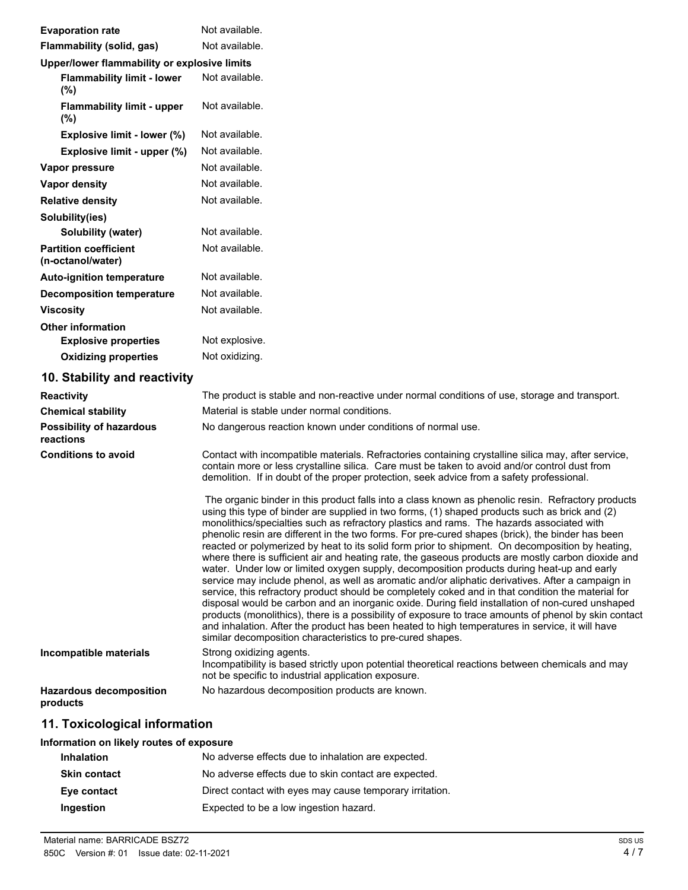| | |
|---|---|
| **Evaporation rate** | Not available. |
| **Flammability (solid, gas)** | Not available. |
| **Upper/lower flammability or explosive limits** | |
| **Flammability limit - lower (%)** | Not available. |
| **Flammability limit - upper (%)** | Not available. |
| **Explosive limit - lower (%)** | Not available. |
| **Explosive limit - upper (%)** | Not available. |
| **Vapor pressure** | Not available. |
| **Vapor density** | Not available. |
| **Relative density** | Not available. |
| **Solubility(ies)** | |
| **Solubility (water)** | Not available. |
| **Partition coefficient (n-octanol/water)** | Not available. |
| **Auto-ignition temperature** | Not available. |
| **Decomposition temperature** | Not available. |
| **Viscosity** | Not available. |
| **Other information** | |
| **Explosive properties** | Not explosive. |
| **Oxidizing properties** | Not oxidizing. |

## 10. Stability and reactivity

**Reactivity**
The product is stable and non-reactive under normal conditions of use, storage and transport.

**Chemical stability**
Material is stable under normal conditions.

**Possibility of hazardous reactions**
No dangerous reaction known under conditions of normal use.

**Conditions to avoid**
Contact with incompatible materials. Refractories containing crystalline silica may, after service, contain more or less crystalline silica. Care must be taken to avoid and/or control dust from demolition. If in doubt of the proper protection, seek advice from a safety professional.

The organic binder in this product falls into a class known as phenolic resin. Refractory products using this type of binder are supplied in two forms, (1) shaped products such as brick and (2) monolithics/specialties such as refractory plastics and rams. The hazards associated with phenolic resin are different in the two forms. For pre-cured shapes (brick), the binder has been reacted or polymerized by heat to its solid form prior to shipment. On decomposition by heating, where there is sufficient air and heating rate, the gaseous products are mostly carbon dioxide and water. Under low or limited oxygen supply, decomposition products during heat-up and early service may include phenol, as well as aromatic and/or aliphatic derivatives. After a campaign in service, this refractory product should be completely coked and in that condition the material for disposal would be carbon and an inorganic oxide. During field installation of non-cured unshaped products (monolithics), there is a possibility of exposure to trace amounts of phenol by skin contact and inhalation. After the product has been heated to high temperatures in service, it will have similar decomposition characteristics to pre-cured shapes.

**Incompatible materials**
Strong oxidizing agents.
Incompatibility is based strictly upon potential theoretical reactions between chemicals and may not be specific to industrial application exposure.

**Hazardous decomposition products**
No hazardous decomposition products are known.

## 11. Toxicological information

**Information on likely routes of exposure**

| | |
|---|---|
| **Inhalation** | No adverse effects due to inhalation are expected. |
| **Skin contact** | No adverse effects due to skin contact are expected. |
| **Eye contact** | Direct contact with eyes may cause temporary irritation. |
| **Ingestion** | Expected to be a low ingestion hazard. |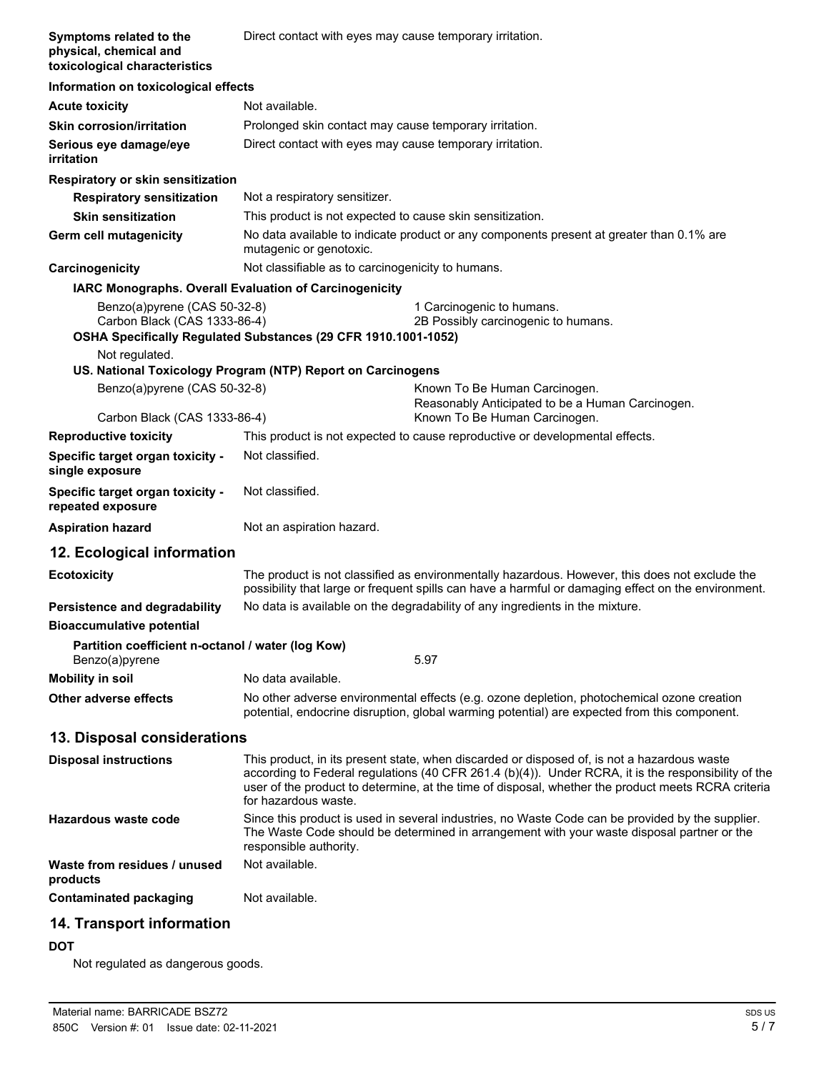| | |
|---|---|
| **Symptoms related to the physical, chemical and toxicological characteristics** | Direct contact with eyes may cause temporary irritation. |

**Information on toxicological effects**

| | |
|---|---|
| **Acute toxicity** | Not available. |
| **Skin corrosion/irritation** | Prolonged skin contact may cause temporary irritation. |
| **Serious eye damage/eye irritation** | Direct contact with eyes may cause temporary irritation. |

**Respiratory or skin sensitization**

| | |
|---|---|
| **Respiratory sensitization** | Not a respiratory sensitizer. |
| **Skin sensitization** | This product is not expected to cause skin sensitization. |
| **Germ cell mutagenicity** | No data available to indicate product or any components present at greater than 0.1% are mutagenic or genotoxic. |
| **Carcinogenicity** | Not classifiable as to carcinogenicity to humans. |

**IARC Monographs. Overall Evaluation of Carcinogenicity**

| | |
|---|---|
| Benzo(a)pyrene (CAS 50-32-8) | 1 Carcinogenic to humans. |
| Carbon Black (CAS 1333-86-4) | 2B Possibly carcinogenic to humans. |

**OSHA Specifically Regulated Substances (29 CFR 1910.1001-1052)**

Not regulated.

**US. National Toxicology Program (NTP) Report on Carcinogens**

| | |
|---|---|
| Benzo(a)pyrene (CAS 50-32-8) | Known To Be Human Carcinogen. |
| | Reasonably Anticipated to be a Human Carcinogen. |
| Carbon Black (CAS 1333-86-4) | Known To Be Human Carcinogen. |

| | |
|---|---|
| **Reproductive toxicity** | This product is not expected to cause reproductive or developmental effects. |
| **Specific target organ toxicity - single exposure** | Not classified. |
| **Specific target organ toxicity - repeated exposure** | Not classified. |
| **Aspiration hazard** | Not an aspiration hazard. |

## 12. Ecological information

| | |
|---|---|
| **Ecotoxicity** | The product is not classified as environmentally hazardous. However, this does not exclude the possibility that large or frequent spills can have a harmful or damaging effect on the environment. |
| **Persistence and degradability** | No data is available on the degradability of any ingredients in the mixture. |

**Bioaccumulative potential**

**Partition coefficient n-octanol / water (log Kow)**

| | |
|---|---|
| Benzo(a)pyrene | 5.97 |

| | |
|---|---|
| **Mobility in soil** | No data available. |
| **Other adverse effects** | No other adverse environmental effects (e.g. ozone depletion, photochemical ozone creation potential, endocrine disruption, global warming potential) are expected from this component. |

## 13. Disposal considerations

| | |
|---|---|
| **Disposal instructions** | This product, in its present state, when discarded or disposed of, is not a hazardous waste according to Federal regulations (40 CFR 261.4 (b)(4)). Under RCRA, it is the responsibility of the user of the product to determine, at the time of disposal, whether the product meets RCRA criteria for hazardous waste. |
| **Hazardous waste code** | Since this product is used in several industries, no Waste Code can be provided by the supplier. The Waste Code should be determined in arrangement with your waste disposal partner or the responsible authority. |
| **Waste from residues / unused products** | Not available. |
| **Contaminated packaging** | Not available. |

## 14. Transport information

**DOT**

Not regulated as dangerous goods.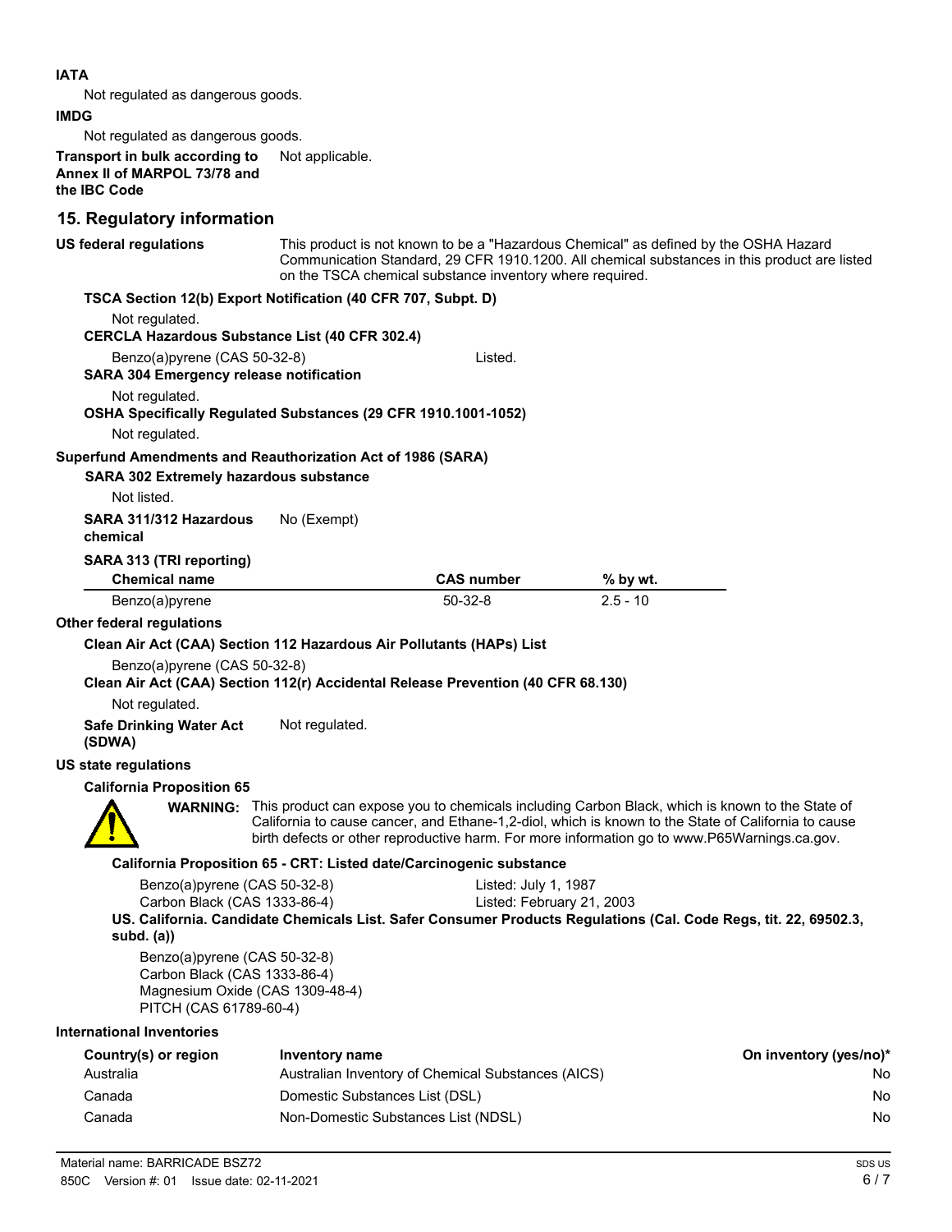**IATA**

Not regulated as dangerous goods.

**IMDG**

Not regulated as dangerous goods.

**Transport in bulk according to Annex II of MARPOL 73/78 and the IBC Code** Not applicable.

## 15. Regulatory information

**US federal regulations** This product is not known to be a "Hazardous Chemical" as defined by the OSHA Hazard Communication Standard, 29 CFR 1910.1200. All chemical substances in this product are listed on the TSCA chemical substance inventory where required.

**TSCA Section 12(b) Export Notification (40 CFR 707, Subpt. D)**

Not regulated.

**CERCLA Hazardous Substance List (40 CFR 302.4)**

Benzo(a)pyrene (CAS 50-32-8) Listed.

**SARA 304 Emergency release notification**

Not regulated.

**OSHA Specifically Regulated Substances (29 CFR 1910.1001-1052)**

Not regulated.

**Superfund Amendments and Reauthorization Act of 1986 (SARA)**

**SARA 302 Extremely hazardous substance**

Not listed.

**SARA 311/312 Hazardous chemical** No (Exempt)

**SARA 313 (TRI reporting)**

| Chemical name | CAS number | % by wt. |
|---|---|---|
| Benzo(a)pyrene | 50-32-8 | 2.5 - 10 |

**Other federal regulations**

**Clean Air Act (CAA) Section 112 Hazardous Air Pollutants (HAPs) List**

Benzo(a)pyrene (CAS 50-32-8)

**Clean Air Act (CAA) Section 112(r) Accidental Release Prevention (40 CFR 68.130)**

Not regulated.

**Safe Drinking Water Act (SDWA)** Not regulated.

**US state regulations**

**California Proposition 65**

**WARNING:** This product can expose you to chemicals including Carbon Black, which is known to the State of California to cause cancer, and Ethane-1,2-diol, which is known to the State of California to cause birth defects or other reproductive harm. For more information go to www.P65Warnings.ca.gov.

**California Proposition 65 - CRT: Listed date/Carcinogenic substance**

Benzo(a)pyrene (CAS 50-32-8) Listed: July 1, 1987
Carbon Black (CAS 1333-86-4) Listed: February 21, 2003

**US. California. Candidate Chemicals List. Safer Consumer Products Regulations (Cal. Code Regs, tit. 22, 69502.3, subd. (a))**

Benzo(a)pyrene (CAS 50-32-8)
Carbon Black (CAS 1333-86-4)
Magnesium Oxide (CAS 1309-48-4)
PITCH (CAS 61789-60-4)

**International Inventories**

| Country(s) or region | Inventory name | On inventory (yes/no)* |
|---|---|---|
| Australia | Australian Inventory of Chemical Substances (AICS) | No |
| Canada | Domestic Substances List (DSL) | No |
| Canada | Non-Domestic Substances List (NDSL) | No |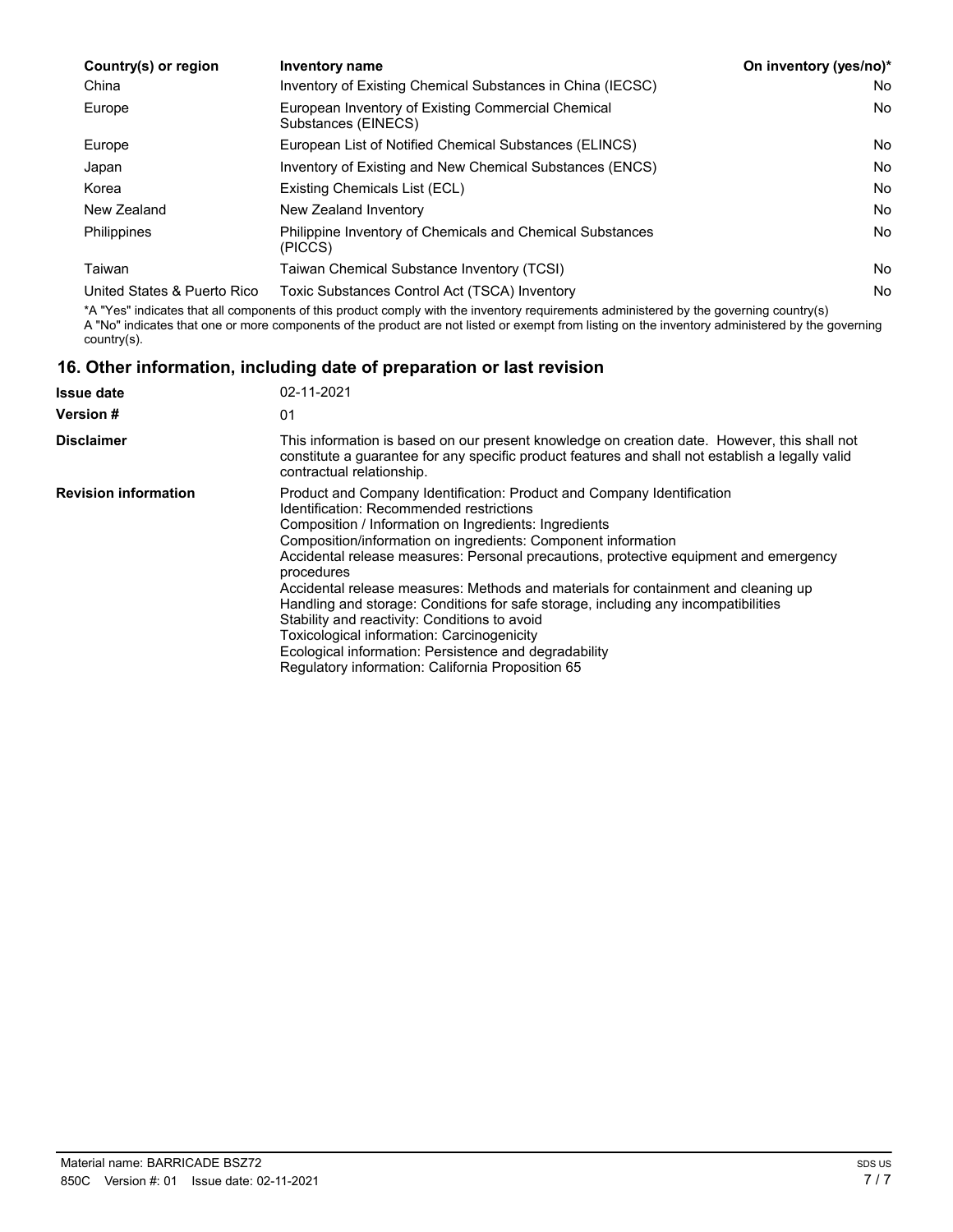| Country(s) or region | Inventory name | On inventory (yes/no)* |
|---|---|---|
| China | Inventory of Existing Chemical Substances in China (IECSC) | No |
| Europe | European Inventory of Existing Commercial Chemical Substances (EINECS) | No |
| Europe | European List of Notified Chemical Substances (ELINCS) | No |
| Japan | Inventory of Existing and New Chemical Substances (ENCS) | No |
| Korea | Existing Chemicals List (ECL) | No |
| New Zealand | New Zealand Inventory | No |
| Philippines | Philippine Inventory of Chemicals and Chemical Substances (PICCS) | No |
| Taiwan | Taiwan Chemical Substance Inventory (TCSI) | No |
| United States & Puerto Rico | Toxic Substances Control Act (TSCA) Inventory | No |

*A "Yes" indicates that all components of this product comply with the inventory requirements administered by the governing country(s)
A "No" indicates that one or more components of the product are not listed or exempt from listing on the inventory administered by the governing country(s).

## 16. Other information, including date of preparation or last revision

**Issue date** 02-11-2021

**Version #** 01

**Disclaimer** This information is based on our present knowledge on creation date. However, this shall not constitute a guarantee for any specific product features and shall not establish a legally valid contractual relationship.

**Revision information**
Product and Company Identification: Product and Company Identification
Identification: Recommended restrictions
Composition / Information on Ingredients: Ingredients
Composition/information on ingredients: Component information
Accidental release measures: Personal precautions, protective equipment and emergency procedures
Accidental release measures: Methods and materials for containment and cleaning up
Handling and storage: Conditions for safe storage, including any incompatibilities
Stability and reactivity: Conditions to avoid
Toxicological information: Carcinogenicity
Ecological information: Persistence and degradability
Regulatory information: California Proposition 65